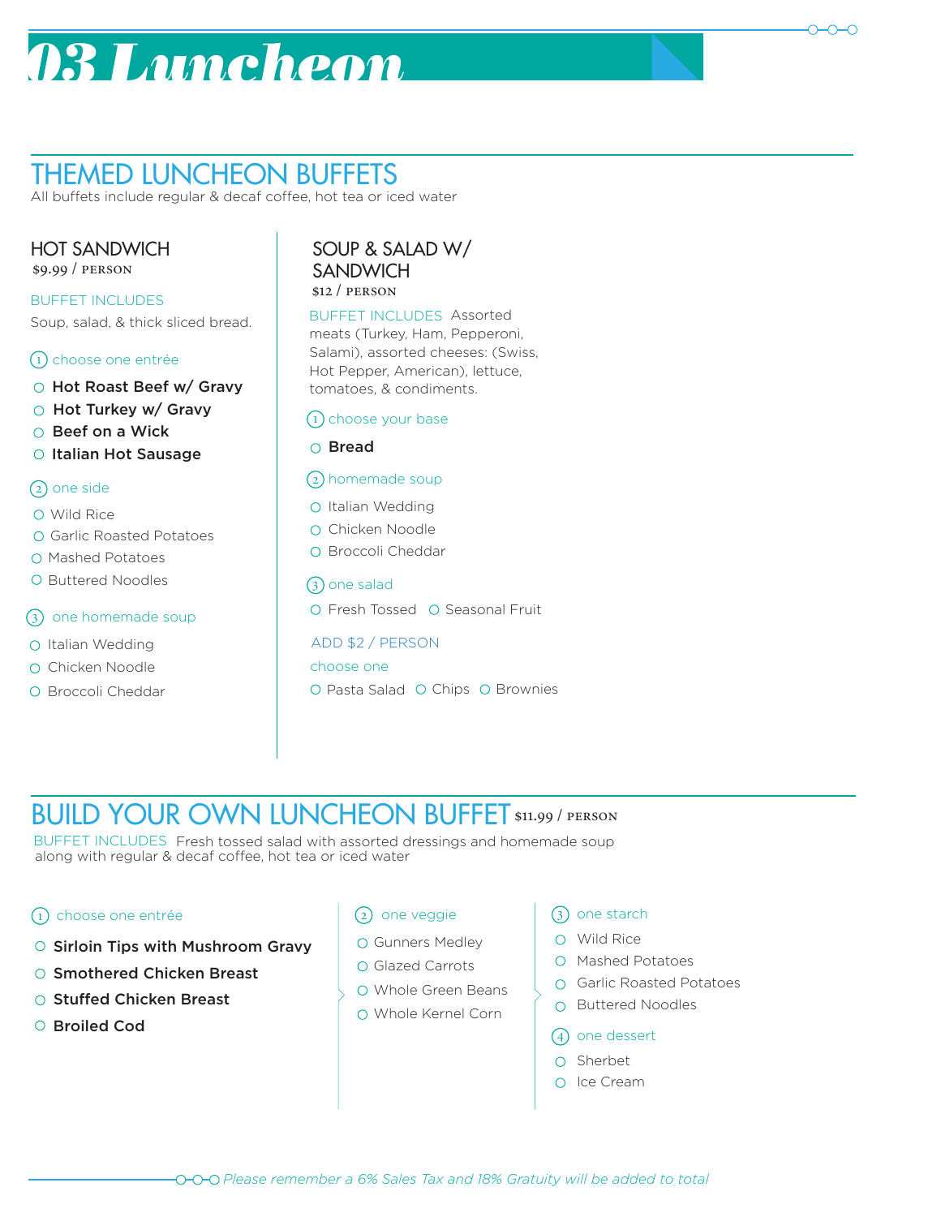# 03 Luncheon

## THEMED LUNCHEON BUFFETS

All buffets include regular & decaf coffee, hot tea or iced water

### HOT SANDWICH

$9.99 / PERSON

BUFFET INCLUDES

Soup, salad, & thick sliced bread.

1. choose one entrée

- **Hot Roast Beef w/ Gravy**
- **Hot Turkey w/ Gravy**
- **Beef on a Wick**
- **Italian Hot Sausage**

2. one side

- Wild Rice
- Garlic Roasted Potatoes
- Mashed Potatoes
- Buttered Noodles

3. one homemade soup

- Italian Wedding
- Chicken Noodle
- Broccoli Cheddar

### SOUP & SALAD W/ SANDWICH

$12 / PERSON

BUFFET INCLUDES Assorted meats (Turkey, Ham, Pepperoni, Salami), assorted cheeses: (Swiss, Hot Pepper, American), lettuce, tomatoes, & condiments.

1. choose your base

- **Bread**

2. homemade soup

- Italian Wedding
- Chicken Noodle
- Broccoli Cheddar

3. one salad

- Fresh Tossed
- Seasonal Fruit

ADD $2 / PERSON

choose one

- Pasta Salad
- Chips
- Brownies

## BUILD YOUR OWN LUNCHEON BUFFET $11.99 / PERSON

BUFFET INCLUDES Fresh tossed salad with assorted dressings and homemade soup along with regular & decaf coffee, hot tea or iced water

1. choose one entrée

- **Sirloin Tips with Mushroom Gravy**
- **Smothered Chicken Breast**
- **Stuffed Chicken Breast**
- **Broiled Cod**

2. one veggie

- Gunners Medley
- Glazed Carrots
- Whole Green Beans
- Whole Kernel Corn

3. one starch

- Wild Rice
- Mashed Potatoes
- Garlic Roasted Potatoes
- Buttered Noodles

4. one dessert

- Sherbet
- Ice Cream

*Please remember a 6% Sales Tax and 18% Gratuity will be added to total*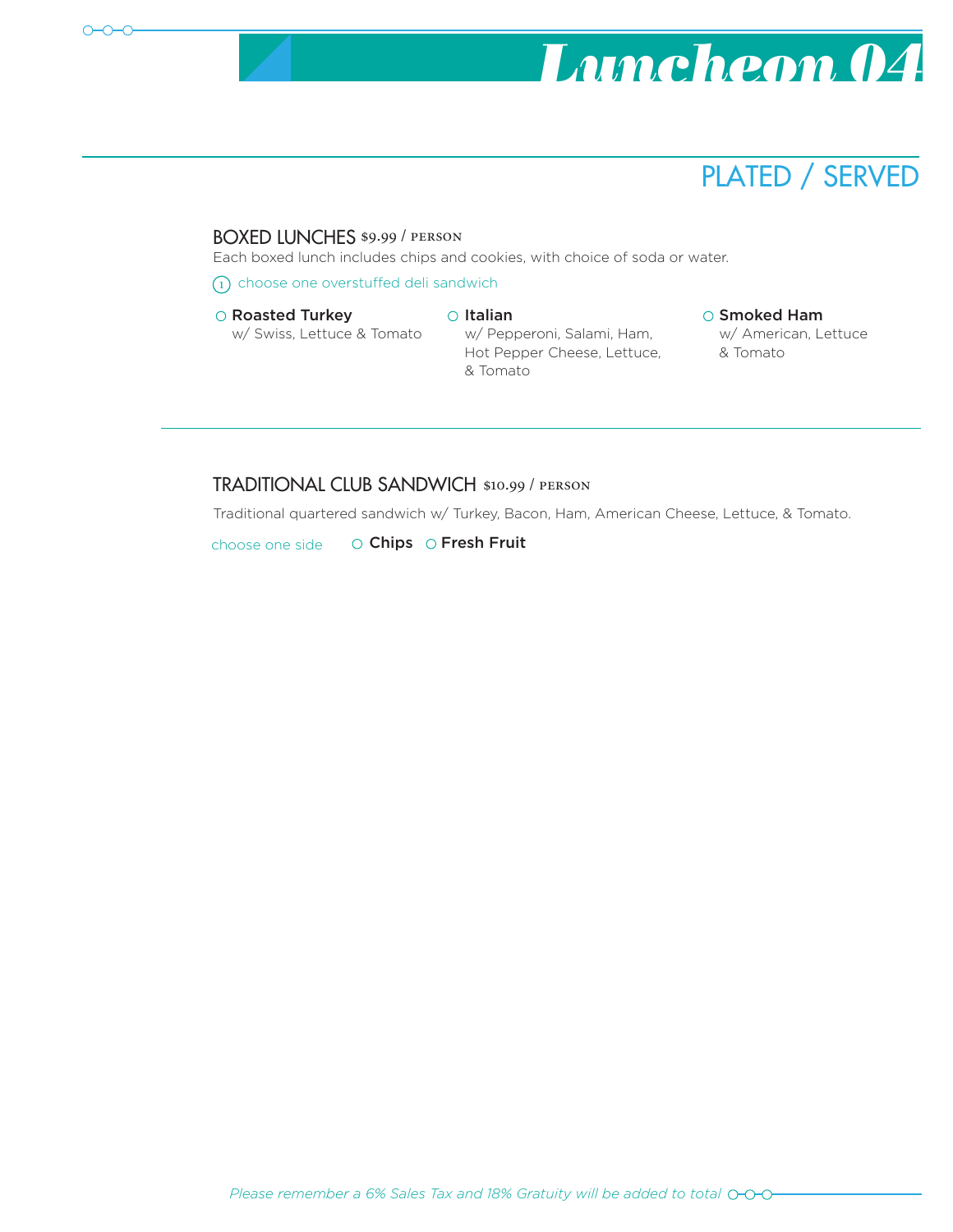# Luncheon 04

## PLATED / SERVED

### BOXED LUNCHES $9.99 / PERSON

Each boxed lunch includes chips and cookies, with choice of soda or water.

(1) choose one overstuffed deli sandwich

- **Roasted Turkey**
  w/ Swiss, Lettuce & Tomato
- **Italian**
  w/ Pepperoni, Salami, Ham, Hot Pepper Cheese, Lettuce, & Tomato
- **Smoked Ham**
  w/ American, Lettuce & Tomato

---

### TRADITIONAL CLUB SANDWICH $10.99 / PERSON

Traditional quartered sandwich w/ Turkey, Bacon, Ham, American Cheese, Lettuce, & Tomato.

choose one side

- **Chips**
- **Fresh Fruit**

*Please remember a 6% Sales Tax and 18% Gratuity will be added to total*